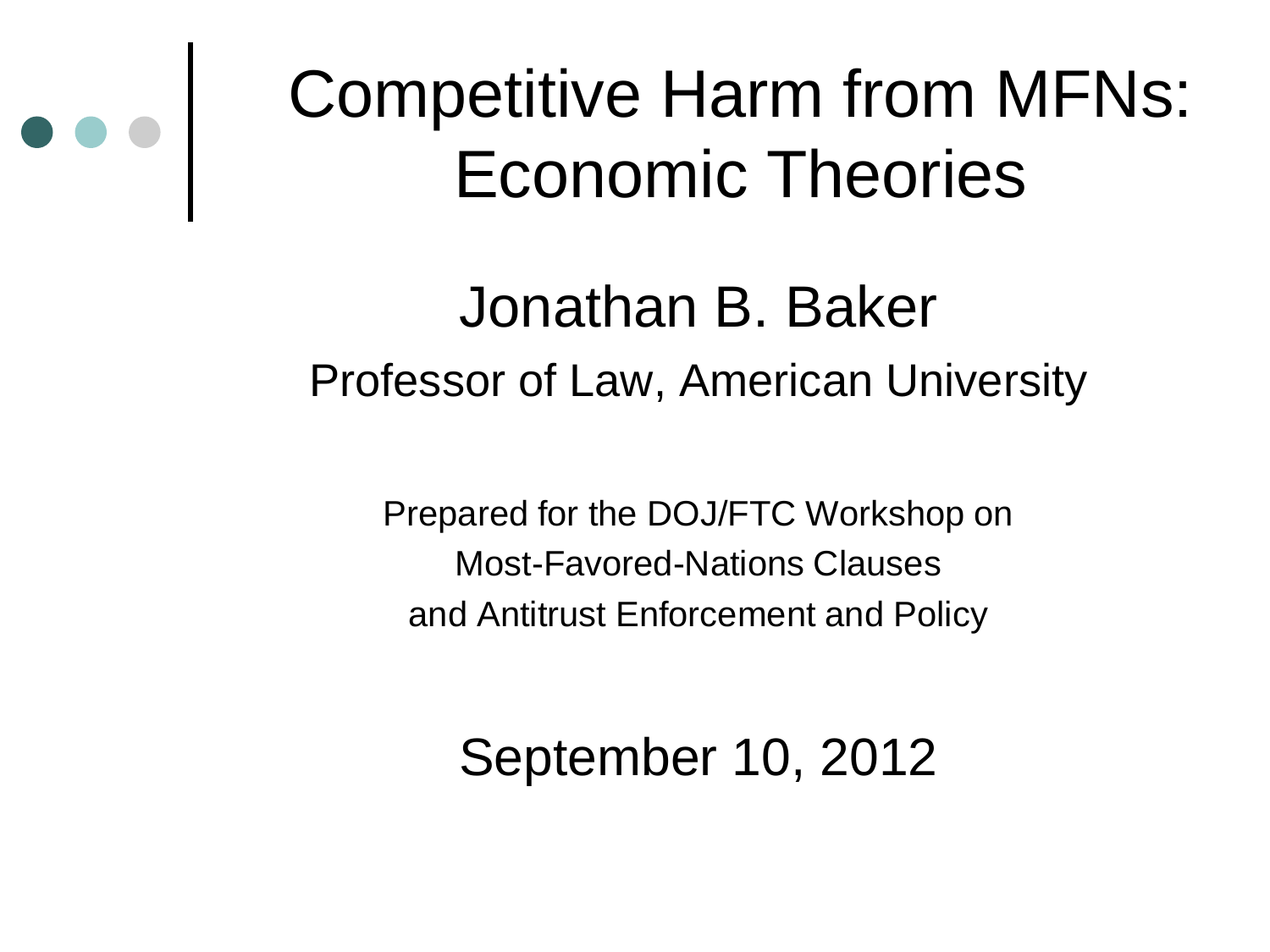# Competitive Harm from MFNs: Economic Theories

## Jonathan B. Baker

Professor of Law, American University

Prepared for the DOJ/FTC Workshop on
Most-Favored-Nations Clauses
and Antitrust Enforcement and Policy

September 10, 2012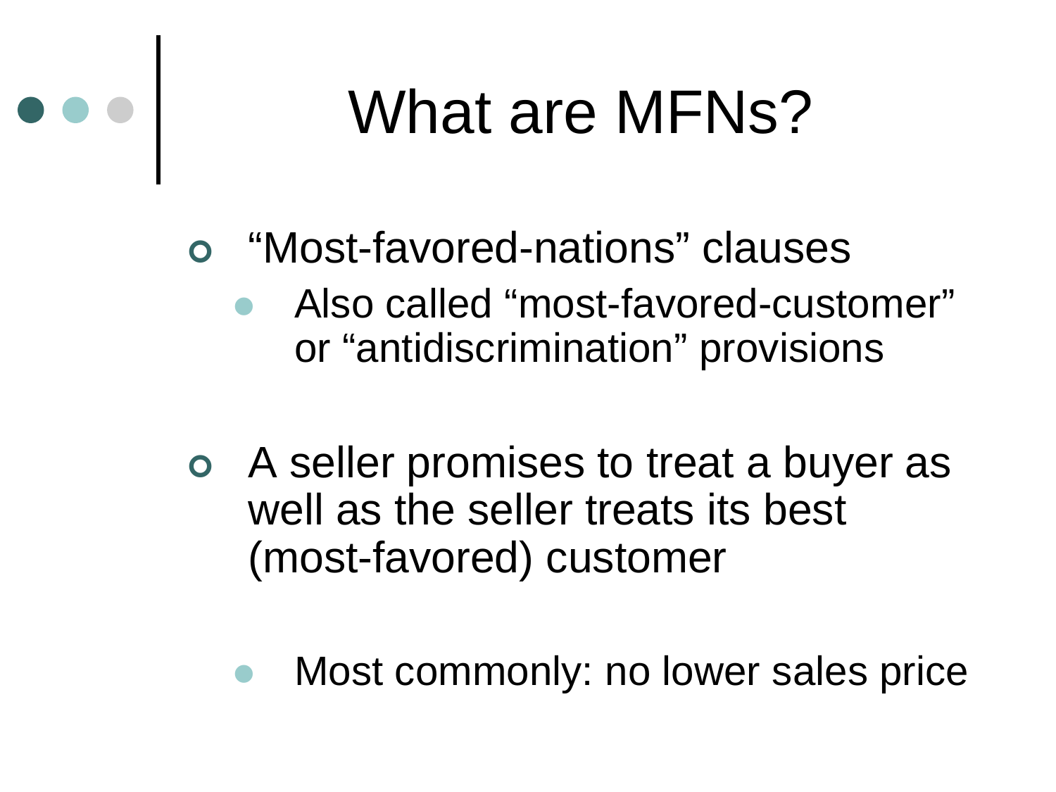# What are MFNs?

- "Most-favored-nations" clauses
  - Also called "most-favored-customer" or "antidiscrimination" provisions

- A seller promises to treat a buyer as well as the seller treats its best (most-favored) customer

  - Most commonly: no lower sales price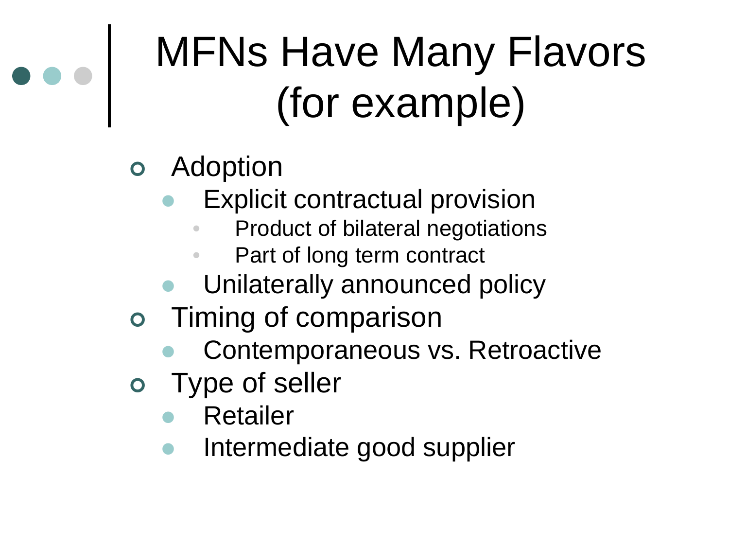# MFNs Have Many Flavors (for example)

- Adoption
  - Explicit contractual provision
    - Product of bilateral negotiations
    - Part of long term contract
  - Unilaterally announced policy
- Timing of comparison
  - Contemporaneous vs. Retroactive
- Type of seller
  - Retailer
  - Intermediate good supplier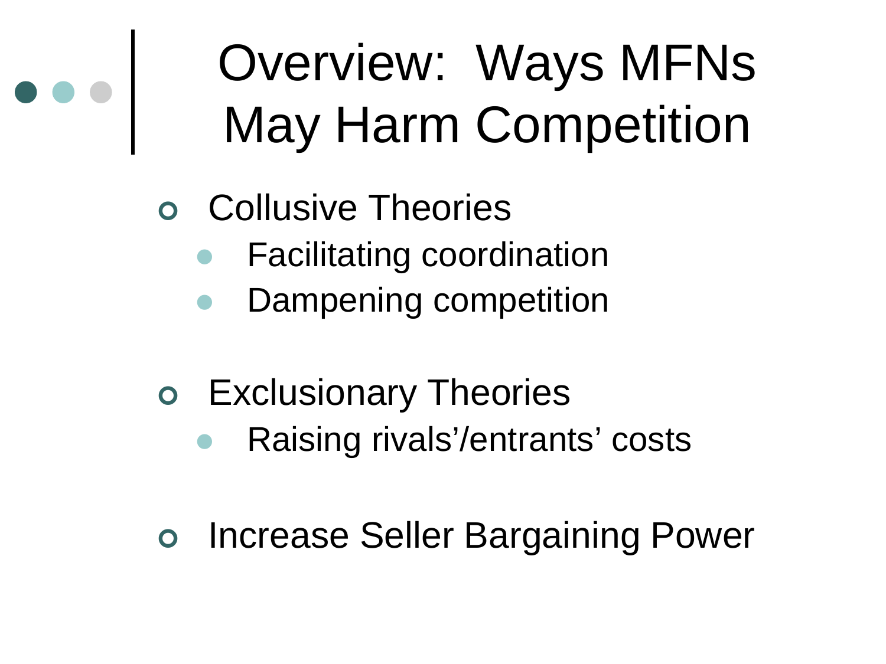# Overview: Ways MFNs May Harm Competition

- Collusive Theories
  - Facilitating coordination
  - Dampening competition

- Exclusionary Theories
  - Raising rivals'/entrants' costs

- Increase Seller Bargaining Power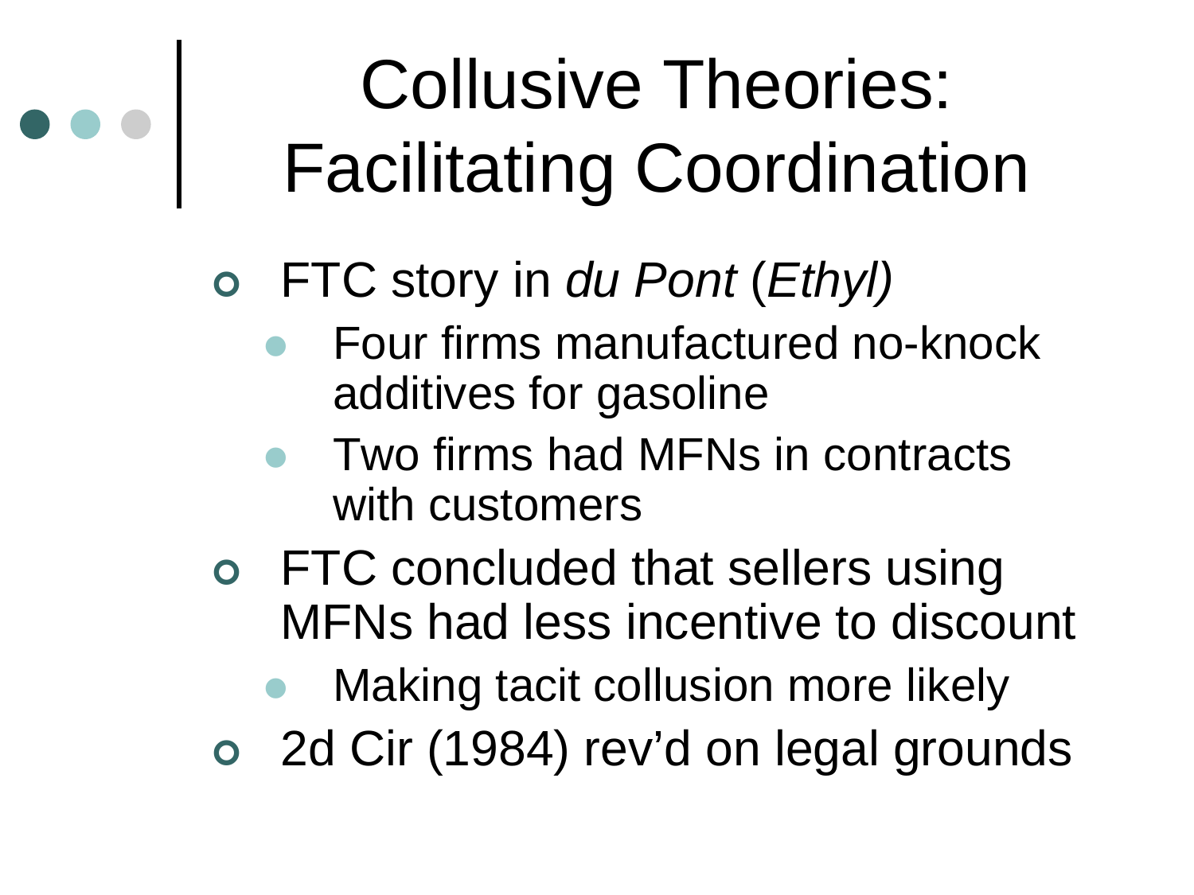# Collusive Theories: Facilitating Coordination

- FTC story in *du Pont* (*Ethyl*)
  - Four firms manufactured no-knock additives for gasoline
  - Two firms had MFNs in contracts with customers
- FTC concluded that sellers using MFNs had less incentive to discount
  - Making tacit collusion more likely
- 2d Cir (1984) rev'd on legal grounds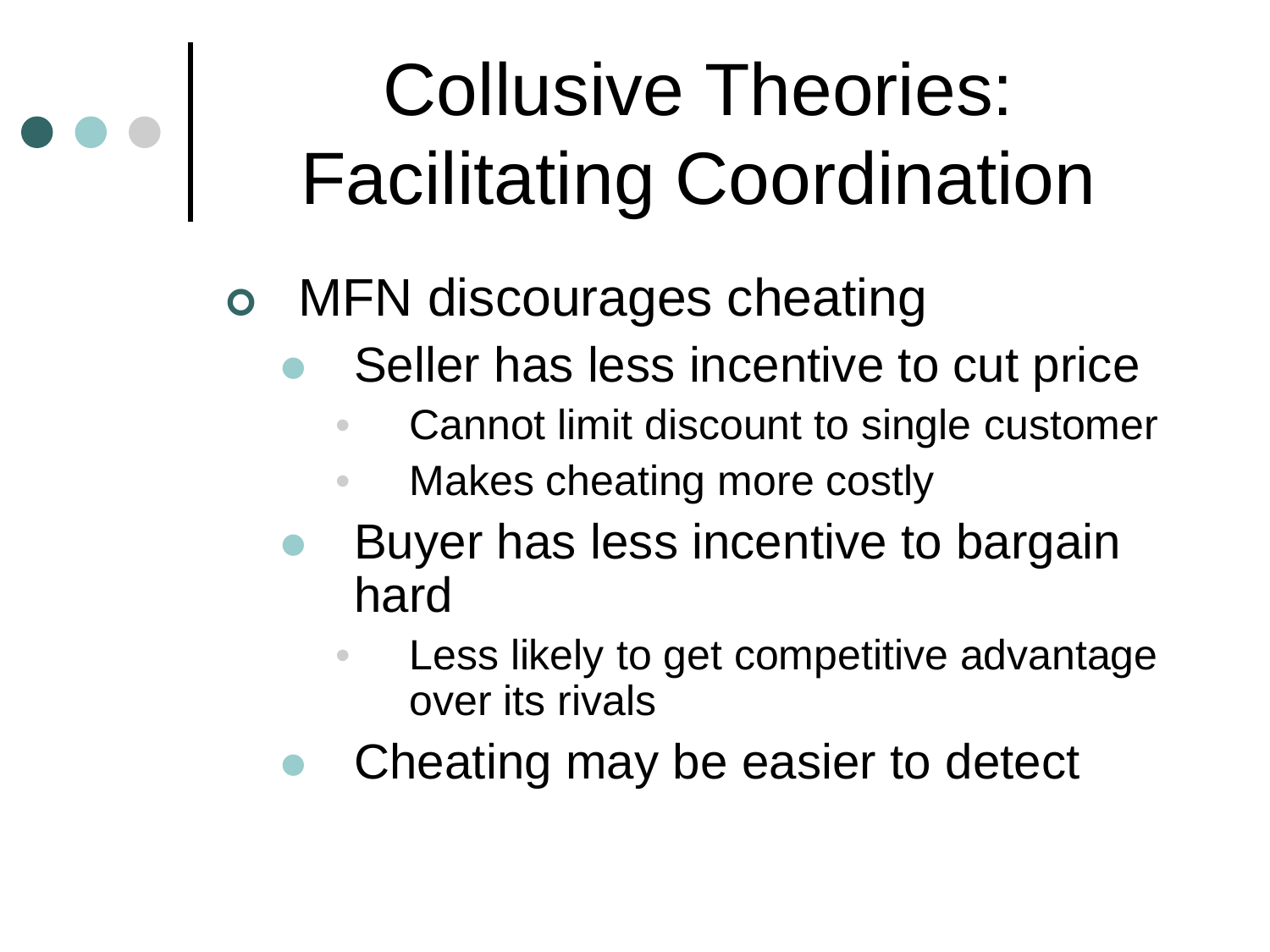# Collusive Theories: Facilitating Coordination

- MFN discourages cheating
  - Seller has less incentive to cut price
    - Cannot limit discount to single customer
    - Makes cheating more costly
  - Buyer has less incentive to bargain hard
    - Less likely to get competitive advantage over its rivals
  - Cheating may be easier to detect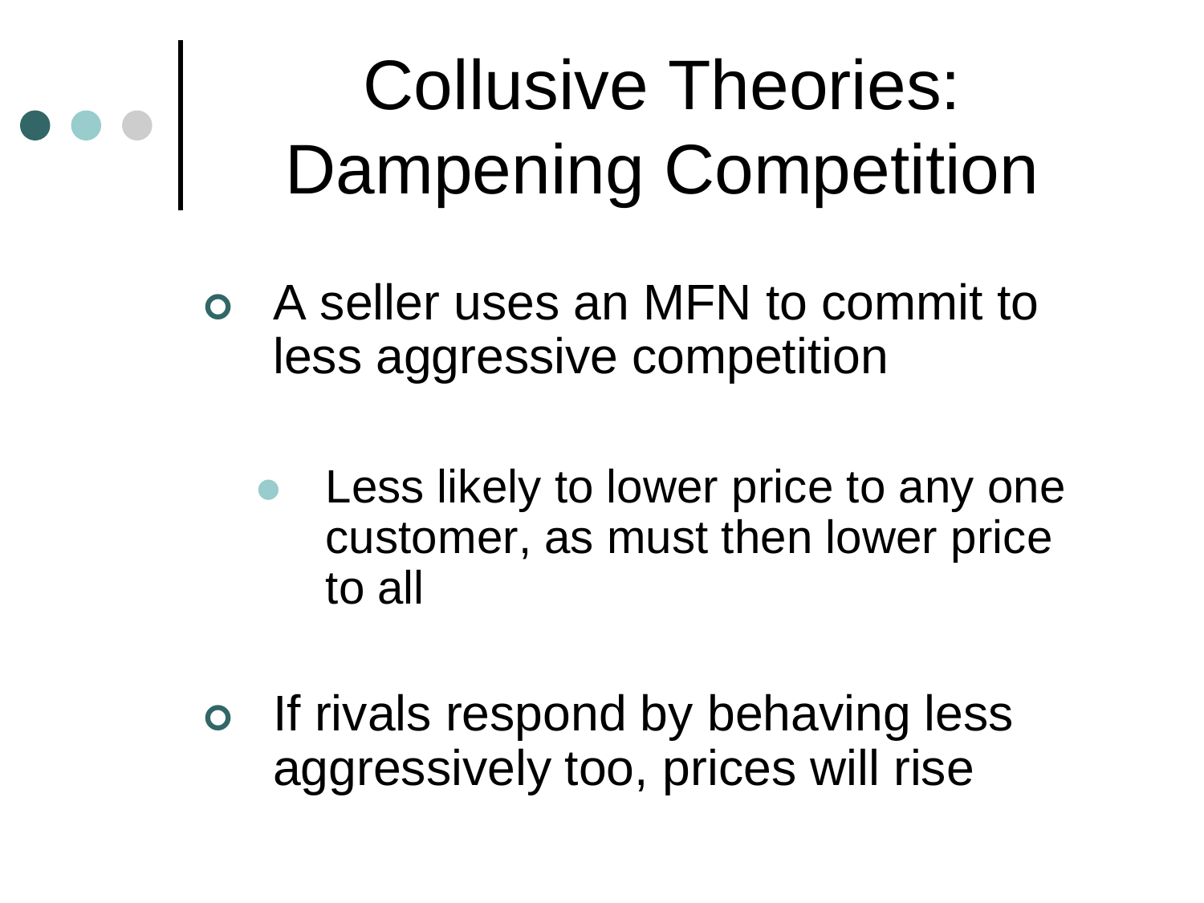# Collusive Theories: Dampening Competition

- A seller uses an MFN to commit to less aggressive competition
  - Less likely to lower price to any one customer, as must then lower price to all
- If rivals respond by behaving less aggressively too, prices will rise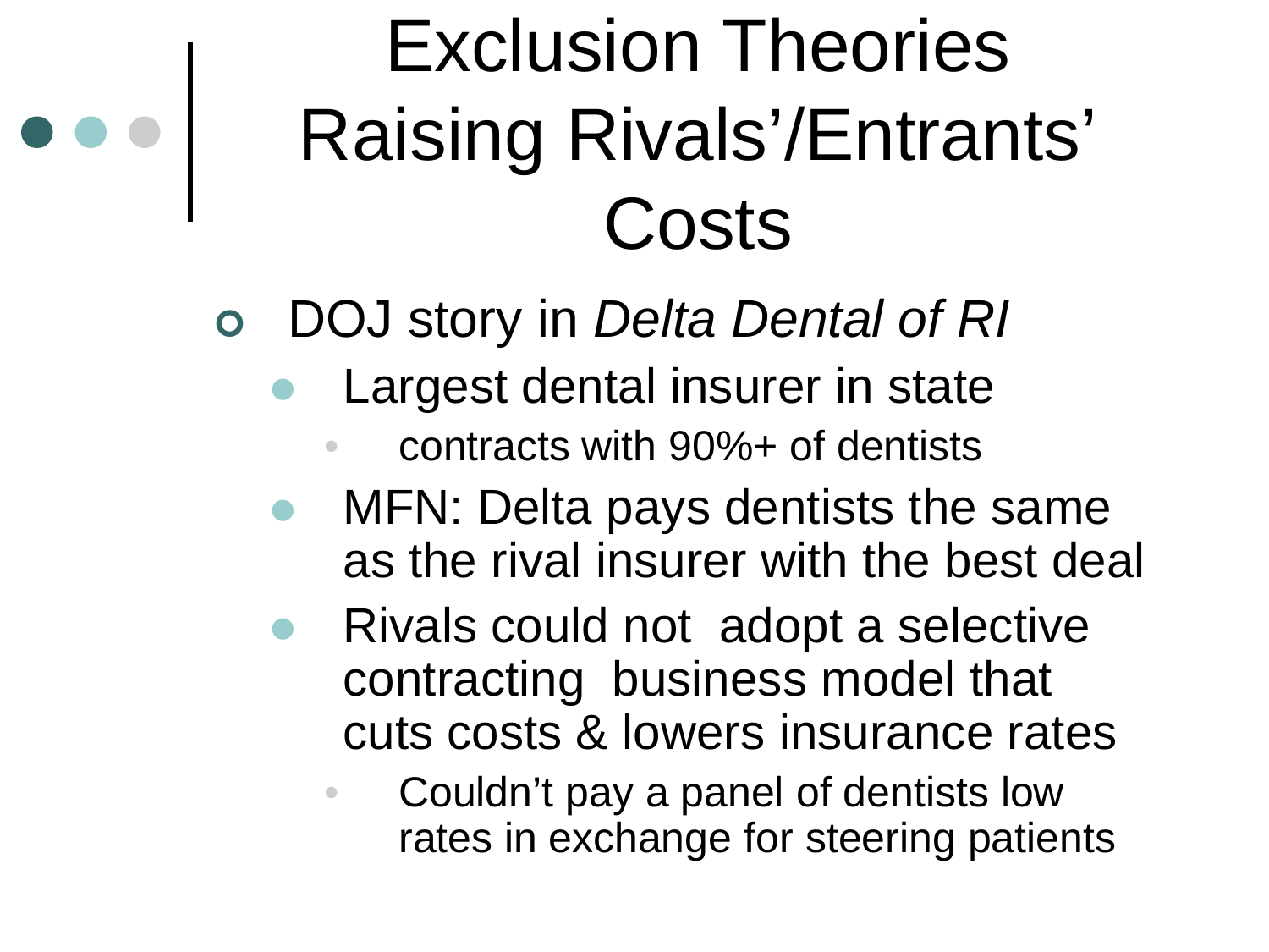# Exclusion Theories Raising Rivals'/Entrants' Costs

- DOJ story in *Delta Dental of RI*
  - Largest dental insurer in state
    - contracts with 90%+ of dentists
  - MFN: Delta pays dentists the same as the rival insurer with the best deal
  - Rivals could not adopt a selective contracting business model that cuts costs & lowers insurance rates
    - Couldn't pay a panel of dentists low rates in exchange for steering patients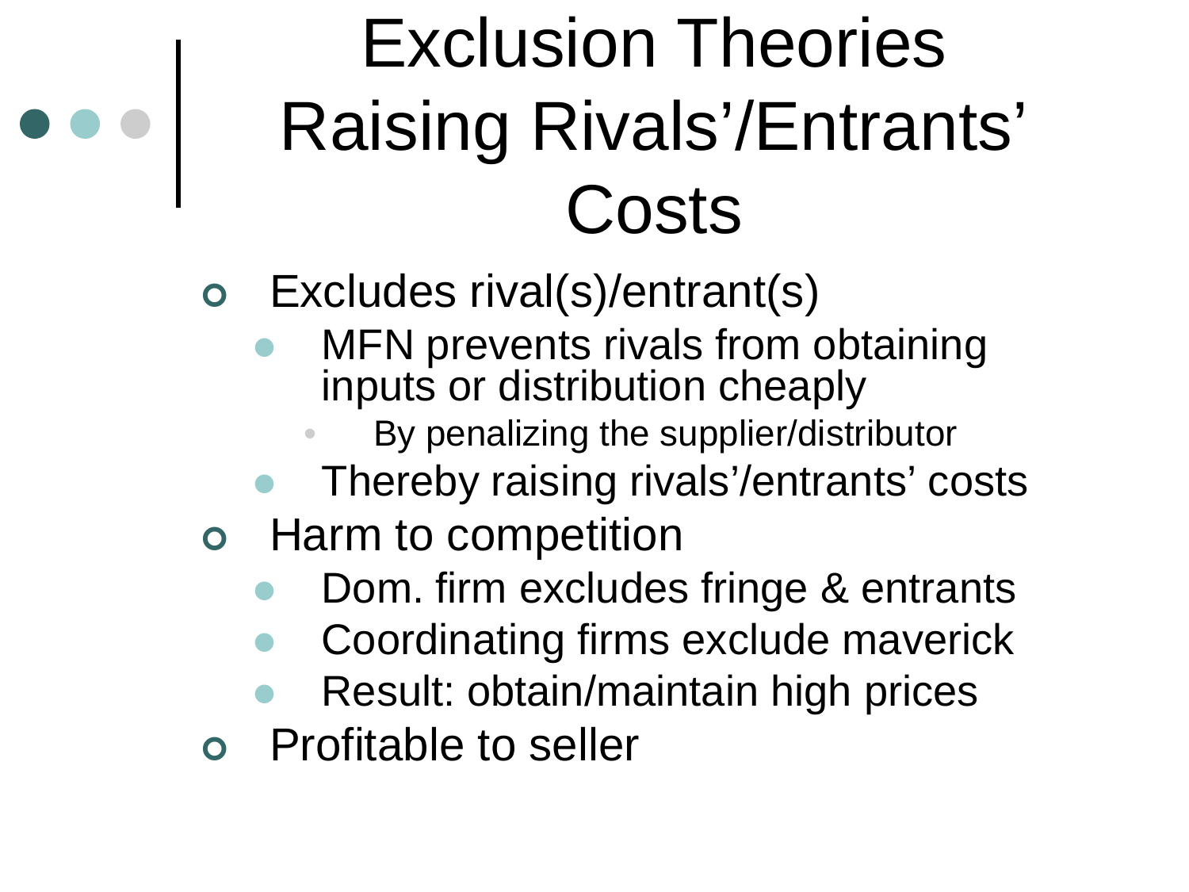# Exclusion Theories Raising Rivals'/Entrants' Costs

- Excludes rival(s)/entrant(s)
  - MFN prevents rivals from obtaining inputs or distribution cheaply
    - By penalizing the supplier/distributor
  - Thereby raising rivals'/entrants' costs
- Harm to competition
  - Dom. firm excludes fringe & entrants
  - Coordinating firms exclude maverick
  - Result: obtain/maintain high prices
- Profitable to seller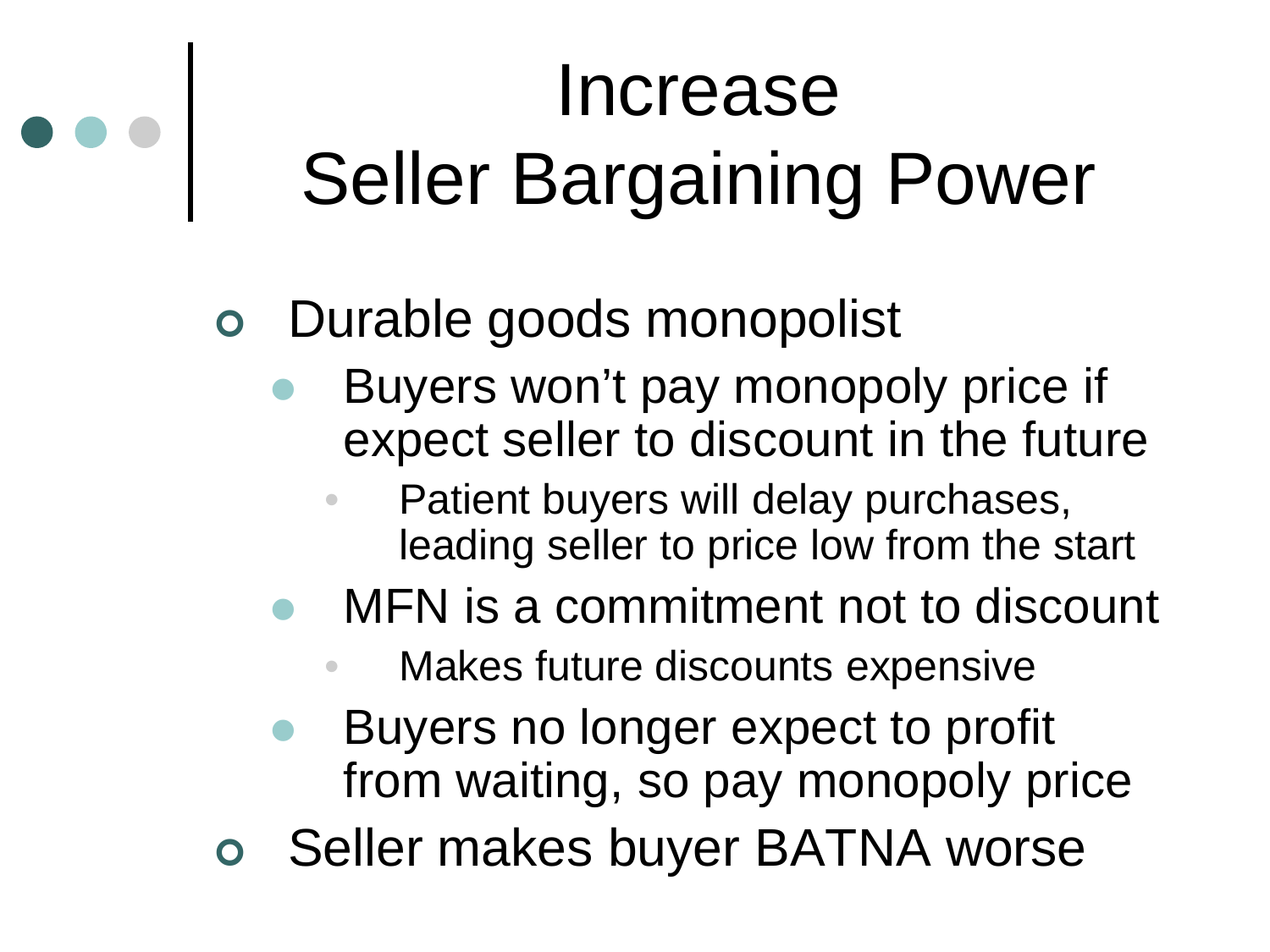# Increase Seller Bargaining Power

- Durable goods monopolist
  - Buyers won't pay monopoly price if expect seller to discount in the future
    - Patient buyers will delay purchases, leading seller to price low from the start
  - MFN is a commitment not to discount
    - Makes future discounts expensive
  - Buyers no longer expect to profit from waiting, so pay monopoly price
- Seller makes buyer BATNA worse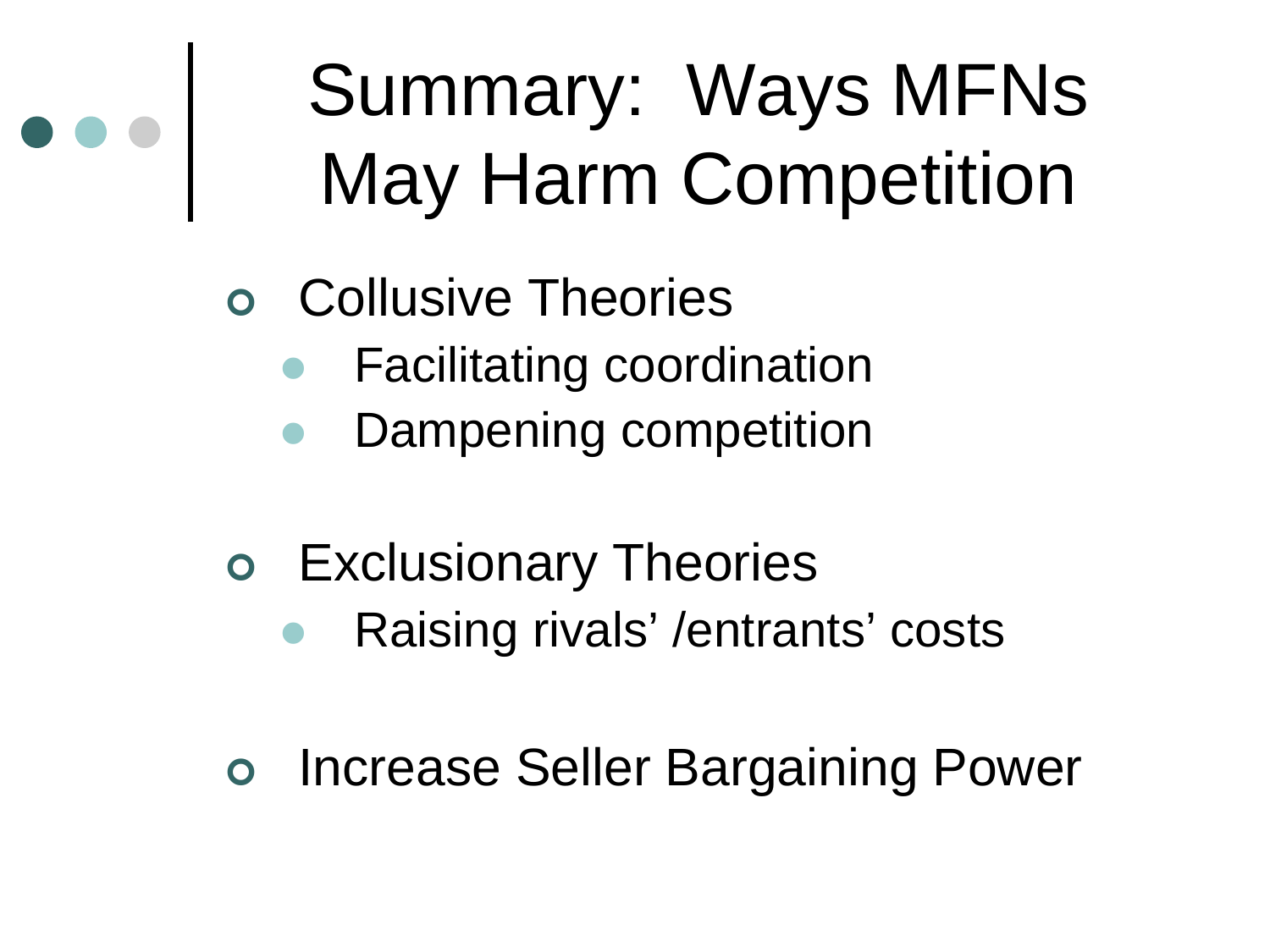# Summary: Ways MFNs May Harm Competition

- Collusive Theories
  - Facilitating coordination
  - Dampening competition
- Exclusionary Theories
  - Raising rivals’ /entrants’ costs
- Increase Seller Bargaining Power